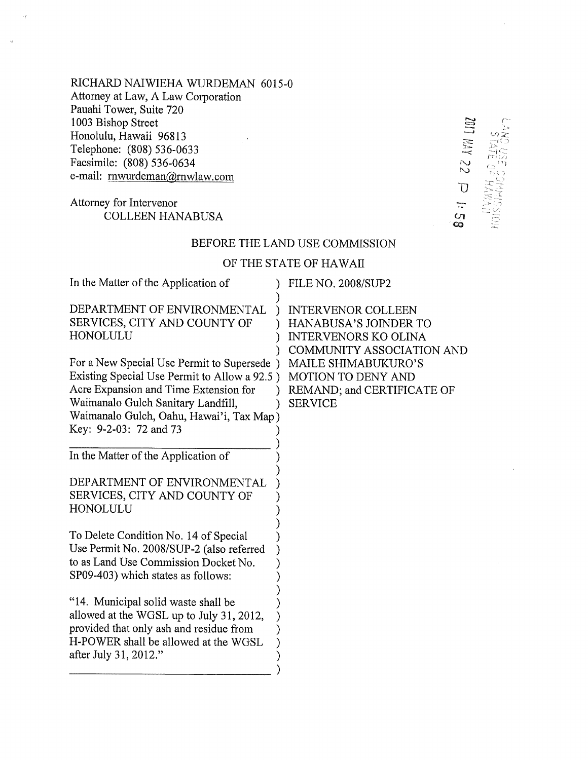RICHARD NAIWIEHA WURDEMAN 6015-0
Attorney at Law, A Law Corporation
Pauahi Tower, Suite 720
1003 Bishop Street
Honolulu, Hawaii 96813
Telephone: (808) 536-0633
Facsimile: (808) 536-0634
e-mail: rnwurdeman@rnwlaw.com

Attorney for Intervenor
COLLEEN HANABUSA

2017 MAY 22 P 1:58
LAND USE COMMISSION
STATE OF HAWAII

BEFORE THE LAND USE COMMISSION

OF THE STATE OF HAWAII

| | |
|---|---|
| In the Matter of the Application of<br><br>DEPARTMENT OF ENVIRONMENTAL SERVICES, CITY AND COUNTY OF HONOLULU<br><br>For a New Special Use Permit to Supersede Existing Special Use Permit to Allow a 92.5 Acre Expansion and Time Extension for Waimanalo Gulch Sanitary Landfill, Waimanalo Gulch, Oahu, Hawai'i, Tax Map Key: 9-2-03: 72 and 73 | FILE NO. 2008/SUP2<br><br>INTERVENOR COLLEEN HANABUSA'S JOINDER TO INTERVENORS KO OLINA COMMUNITY ASSOCIATION AND MAILE SHIMABUKURO'S MOTION TO DENY AND REMAND; and CERTIFICATE OF SERVICE |
| In the Matter of the Application of<br><br>DEPARTMENT OF ENVIRONMENTAL SERVICES, CITY AND COUNTY OF HONOLULU<br><br>To Delete Condition No. 14 of Special Use Permit No. 2008/SUP-2 (also referred to as Land Use Commission Docket No. SP09-403) which states as follows:<br><br>"14. Municipal solid waste shall be allowed at the WGSL up to July 31, 2012, provided that only ash and residue from H-POWER shall be allowed at the WGSL after July 31, 2012." | |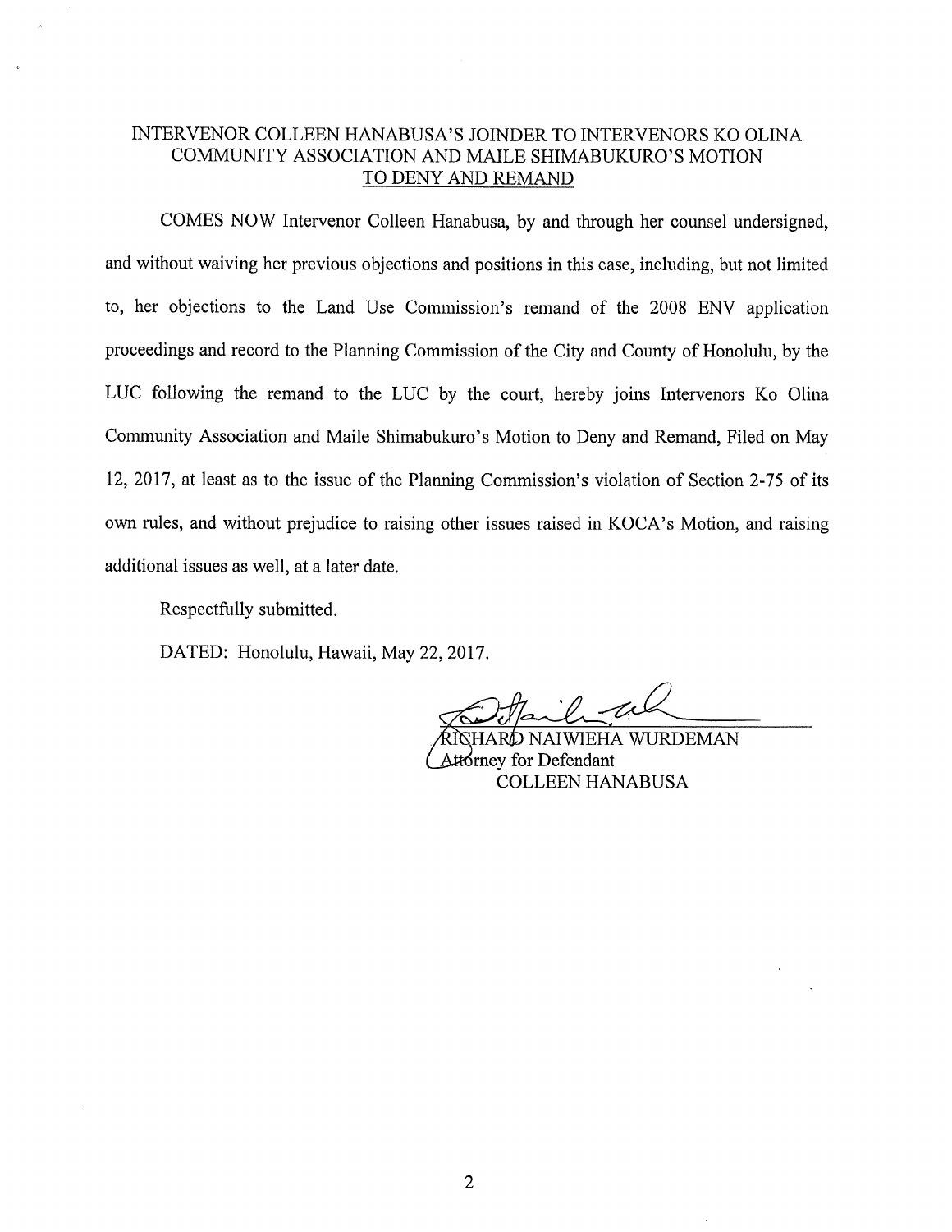INTERVENOR COLLEEN HANABUSA'S JOINDER TO INTERVENORS KO OLINA COMMUNITY ASSOCIATION AND MAILE SHIMABUKURO'S MOTION TO DENY AND REMAND

COMES NOW Intervenor Colleen Hanabusa, by and through her counsel undersigned, and without waiving her previous objections and positions in this case, including, but not limited to, her objections to the Land Use Commission's remand of the 2008 ENV application proceedings and record to the Planning Commission of the City and County of Honolulu, by the LUC following the remand to the LUC by the court, hereby joins Intervenors Ko Olina Community Association and Maile Shimabukuro's Motion to Deny and Remand, Filed on May 12, 2017, at least as to the issue of the Planning Commission's violation of Section 2-75 of its own rules, and without prejudice to raising other issues raised in KOCA's Motion, and raising additional issues as well, at a later date.

Respectfully submitted.

DATED: Honolulu, Hawaii, May 22, 2017.

RICHARD NAIWIEHA WURDEMAN
Attorney for Defendant
COLLEEN HANABUSA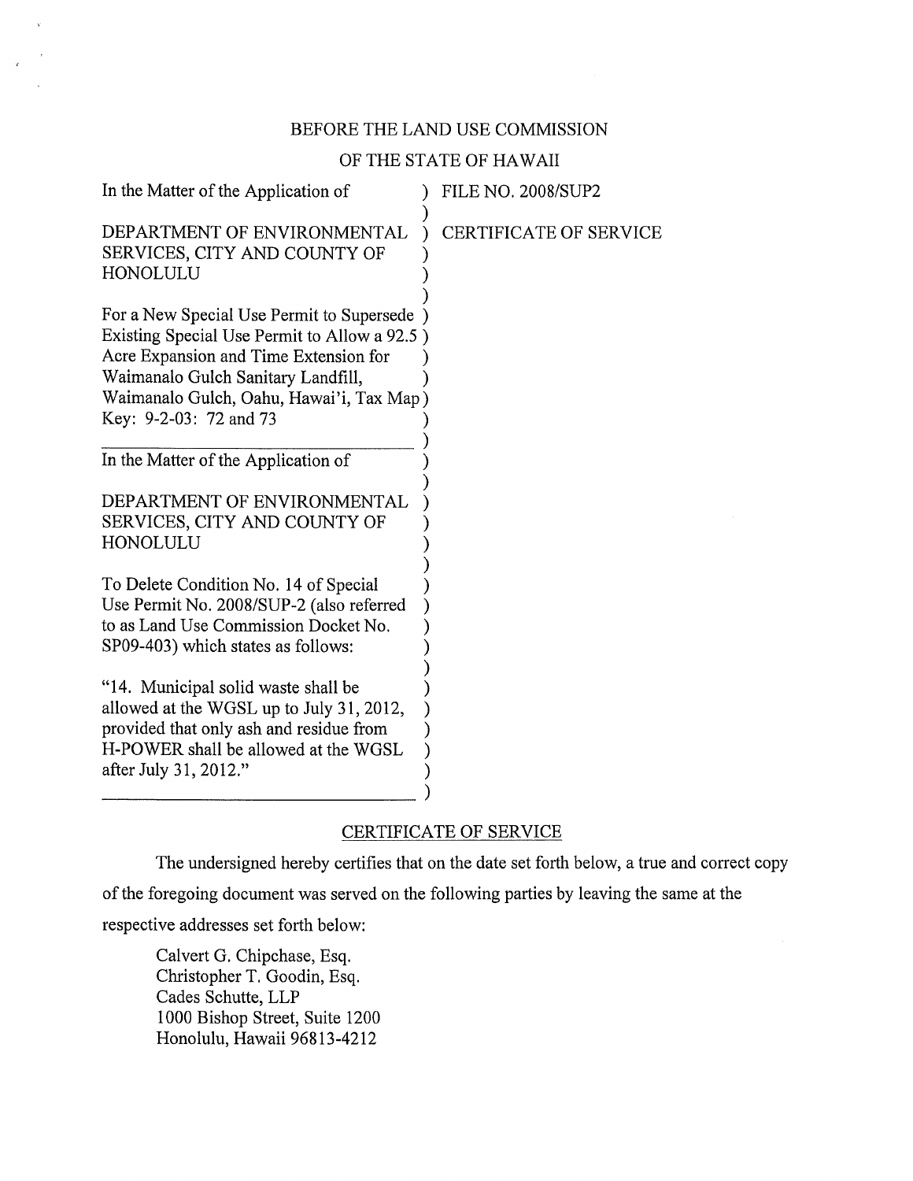BEFORE THE LAND USE COMMISSION

OF THE STATE OF HAWAII

| | |
|---|---|
| In the Matter of the Application of<br><br>DEPARTMENT OF ENVIRONMENTAL SERVICES, CITY AND COUNTY OF HONOLULU<br><br>For a New Special Use Permit to Supersede Existing Special Use Permit to Allow a 92.5 Acre Expansion and Time Extension for Waimanalo Gulch Sanitary Landfill, Waimanalo Gulch, Oahu, Hawai'i, Tax Map Key: 9-2-03: 72 and 73 | FILE NO. 2008/SUP2<br><br>CERTIFICATE OF SERVICE |
| In the Matter of the Application of<br><br>DEPARTMENT OF ENVIRONMENTAL SERVICES, CITY AND COUNTY OF HONOLULU<br><br>To Delete Condition No. 14 of Special Use Permit No. 2008/SUP-2 (also referred to as Land Use Commission Docket No. SP09-403) which states as follows:<br><br>"14. Municipal solid waste shall be allowed at the WGSL up to July 31, 2012, provided that only ash and residue from H-POWER shall be allowed at the WGSL after July 31, 2012." | |

CERTIFICATE OF SERVICE

The undersigned hereby certifies that on the date set forth below, a true and correct copy of the foregoing document was served on the following parties by leaving the same at the respective addresses set forth below:

Calvert G. Chipchase, Esq.
Christopher T. Goodin, Esq.
Cades Schutte, LLP
1000 Bishop Street, Suite 1200
Honolulu, Hawaii 96813-4212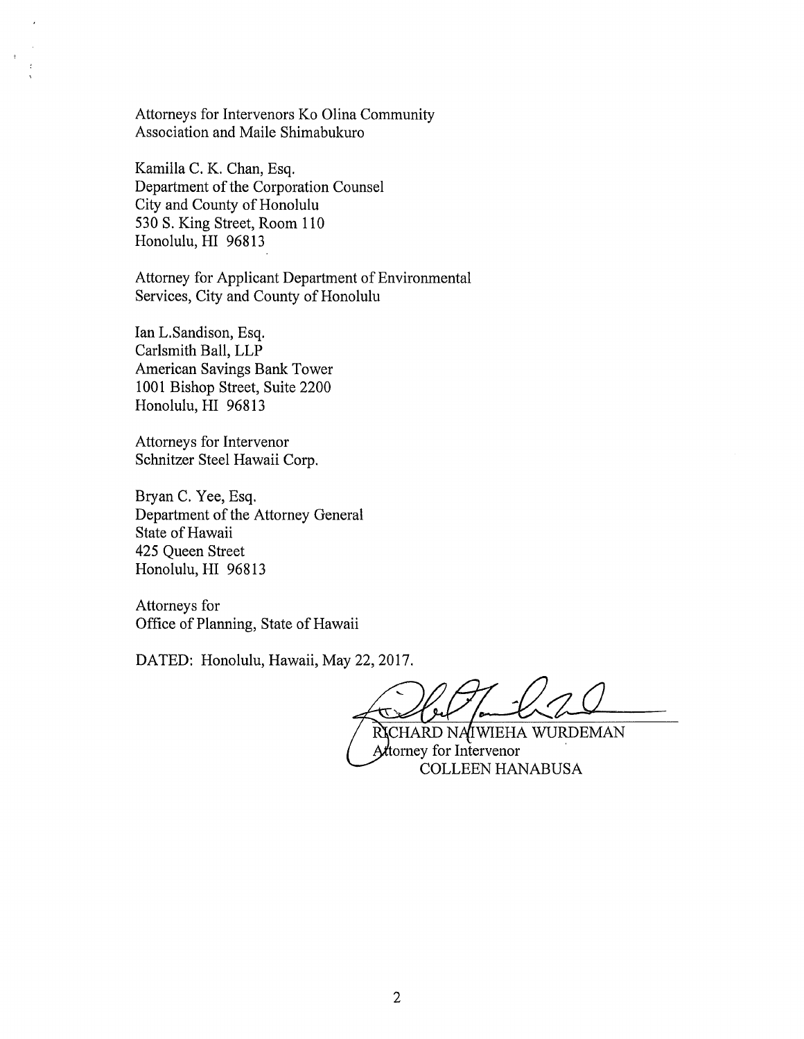Attorneys for Intervenors Ko Olina Community Association and Maile Shimabukuro

Kamilla C. K. Chan, Esq.
Department of the Corporation Counsel
City and County of Honolulu
530 S. King Street, Room 110
Honolulu, HI 96813

Attorney for Applicant Department of Environmental Services, City and County of Honolulu

Ian L.Sandison, Esq.
Carlsmith Ball, LLP
American Savings Bank Tower
1001 Bishop Street, Suite 2200
Honolulu, HI 96813

Attorneys for Intervenor
Schnitzer Steel Hawaii Corp.

Bryan C. Yee, Esq.
Department of the Attorney General
State of Hawaii
425 Queen Street
Honolulu, HI 96813

Attorneys for
Office of Planning, State of Hawaii

DATED: Honolulu, Hawaii, May 22, 2017.

RICHARD NAIWIEHA WURDEMAN
Attorney for Intervenor
COLLEEN HANABUSA